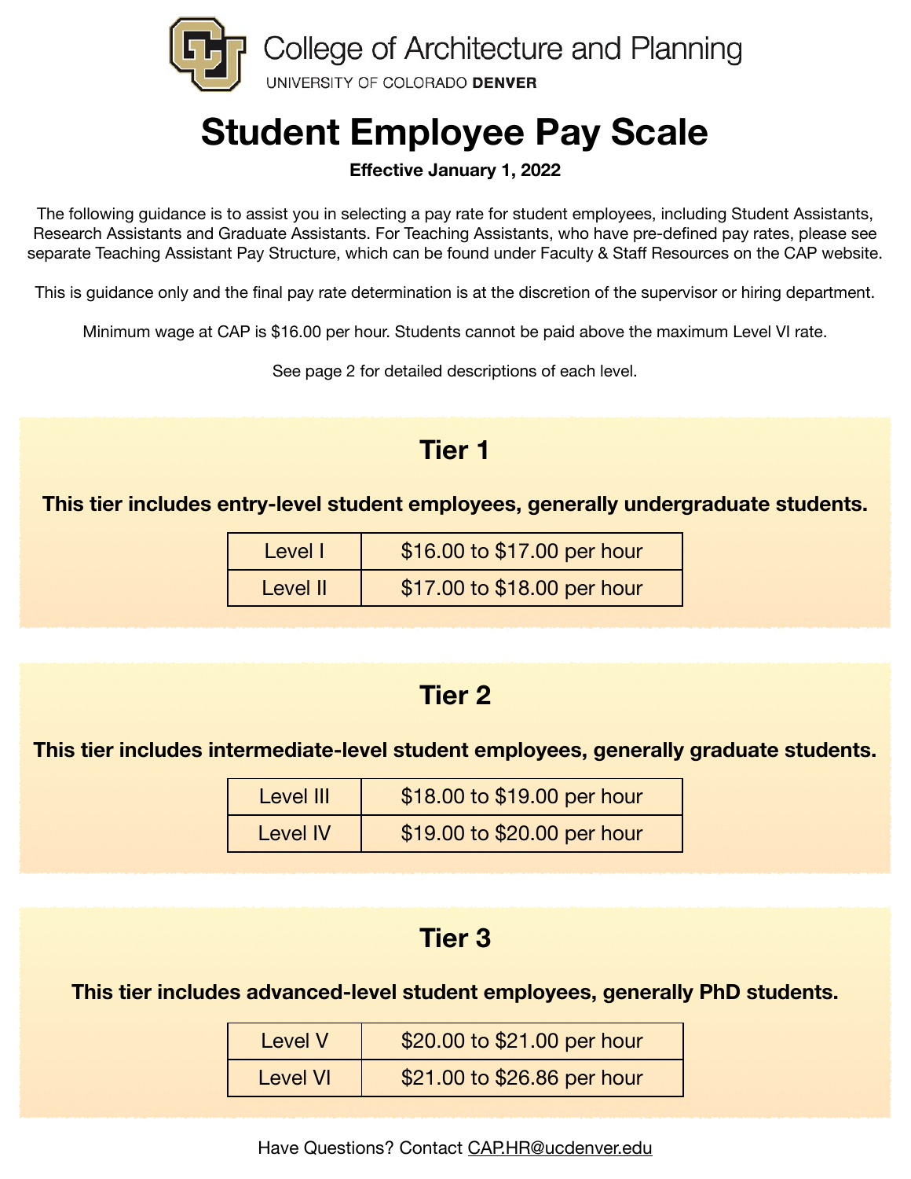College of Architecture and Planning

UNIVERSITY OF COLORADO DENVER

# Student Employee Pay Scale

**Effective January 1, 2022**

The following guidance is to assist you in selecting a pay rate for student employees, including Student Assistants, Research Assistants and Graduate Assistants. For Teaching Assistants, who have pre-defined pay rates, please see separate Teaching Assistant Pay Structure, which can be found under Faculty & Staff Resources on the CAP website.

This is guidance only and the final pay rate determination is at the discretion of the supervisor or hiring department.

Minimum wage at CAP is $16.00 per hour. Students cannot be paid above the maximum Level VI rate.

See page 2 for detailed descriptions of each level.

## Tier 1

**This tier includes entry-level student employees, generally undergraduate students.**

| Level | Rate |
|---|---|
| Level I | $16.00 to $17.00 per hour |
| Level II | $17.00 to $18.00 per hour |

## Tier 2

**This tier includes intermediate-level student employees, generally graduate students.**

| Level | Rate |
|---|---|
| Level III | $18.00 to $19.00 per hour |
| Level IV | $19.00 to $20.00 per hour |

## Tier 3

**This tier includes advanced-level student employees, generally PhD students.**

| Level | Rate |
|---|---|
| Level V | $20.00 to $21.00 per hour |
| Level VI | $21.00 to $26.86 per hour |

Have Questions? Contact CAP.HR@ucdenver.edu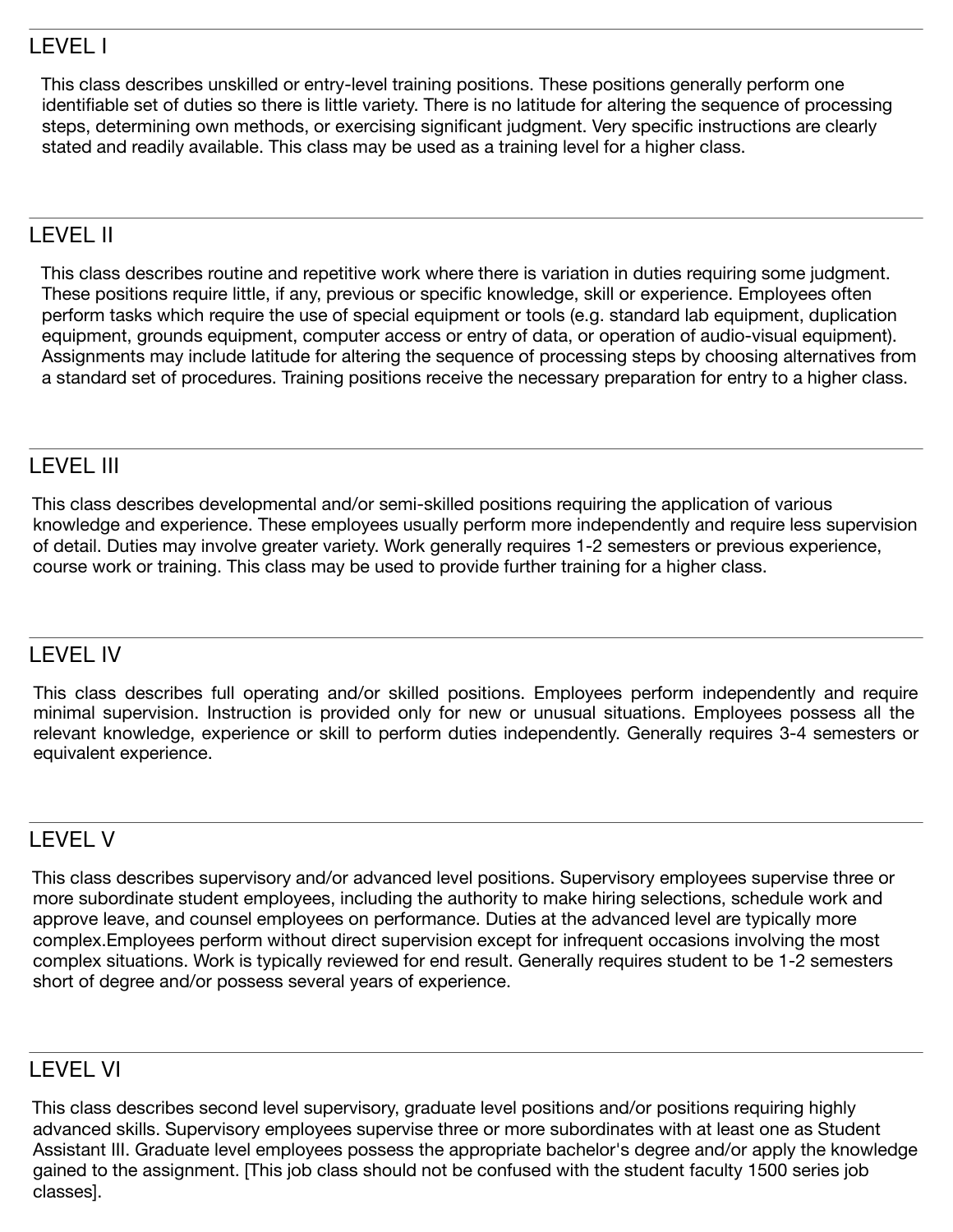## LEVEL I

This class describes unskilled or entry-level training positions. These positions generally perform one identifiable set of duties so there is little variety. There is no latitude for altering the sequence of processing steps, determining own methods, or exercising significant judgment. Very specific instructions are clearly stated and readily available. This class may be used as a training level for a higher class.

## LEVEL II

This class describes routine and repetitive work where there is variation in duties requiring some judgment. These positions require little, if any, previous or specific knowledge, skill or experience. Employees often perform tasks which require the use of special equipment or tools (e.g. standard lab equipment, duplication equipment, grounds equipment, computer access or entry of data, or operation of audio-visual equipment). Assignments may include latitude for altering the sequence of processing steps by choosing alternatives from a standard set of procedures. Training positions receive the necessary preparation for entry to a higher class.

## LEVEL III

This class describes developmental and/or semi-skilled positions requiring the application of various knowledge and experience. These employees usually perform more independently and require less supervision of detail. Duties may involve greater variety. Work generally requires 1-2 semesters or previous experience, course work or training. This class may be used to provide further training for a higher class.

## LEVEL IV

This class describes full operating and/or skilled positions. Employees perform independently and require minimal supervision. Instruction is provided only for new or unusual situations. Employees possess all the relevant knowledge, experience or skill to perform duties independently. Generally requires 3-4 semesters or equivalent experience.

## LEVEL V

This class describes supervisory and/or advanced level positions. Supervisory employees supervise three or more subordinate student employees, including the authority to make hiring selections, schedule work and approve leave, and counsel employees on performance. Duties at the advanced level are typically more complex.Employees perform without direct supervision except for infrequent occasions involving the most complex situations. Work is typically reviewed for end result. Generally requires student to be 1-2 semesters short of degree and/or possess several years of experience.

## LEVEL VI

This class describes second level supervisory, graduate level positions and/or positions requiring highly advanced skills. Supervisory employees supervise three or more subordinates with at least one as Student Assistant III. Graduate level employees possess the appropriate bachelor's degree and/or apply the knowledge gained to the assignment. [This job class should not be confused with the student faculty 1500 series job classes].